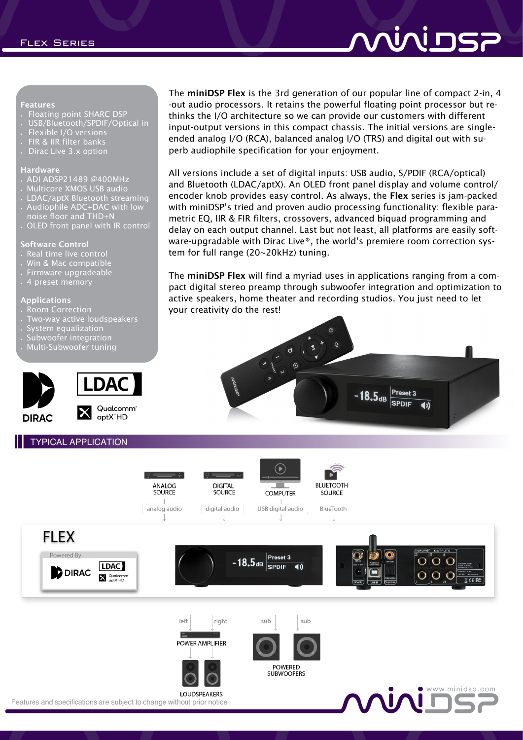## Features

- Floating point SHARC DSP
- USB/Bluetooth/SPDIF/Optical in
- Flexible I/O versions
- FIR & IIR filter banks
- Dirac Live 3.x option

## Hardware

- ADI ADSP21489 @400MHz
- Multicore XMOS USB audio
- LDAC/aptX Bluetooth streaming
- Audiophile ADC+DAC with low noise floor and THD+N
- OLED front panel with IR control

## Software Control

- Real time live control
- Win & Mac compatible
- Firmware upgradeable
- 4 preset memory

## Applications

- Room Correction
- Two-way active loudspeakers
- System equalization
- Subwoofer integration
- Multi-Subwoofer tuning

The **miniDSP Flex** is the 3rd generation of our popular line of compact 2-in, 4-out audio processors. It retains the powerful floating point processor but rethinks the I/O architecture so we can provide our customers with different input-output versions in this compact chassis. The initial versions are single-ended analog I/O (RCA), balanced analog I/O (TRS) and digital out with superb audiophile specification for your enjoyment.

All versions include a set of digital inputs: USB audio, S/PDIF (RCA/optical) and Bluetooth (LDAC/aptX). An OLED front panel display and volume control/encoder knob provides easy control. As always, the **Flex** series is jam-packed with miniDSP's tried and proven audio processing functionality: flexible parametric EQ, IIR & FIR filters, crossovers, advanced biquad programming and delay on each output channel. Last but not least, all platforms are easily software-upgradable with Dirac Live®, the world's premiere room correction system for full range (20~20kHz) tuning.

The **miniDSP Flex** will find a myriad uses in applications ranging from a compact digital stereo preamp through subwoofer integration and optimization to active speakers, home theater and recording studios. You just need to let your creativity do the rest!

## TYPICAL APPLICATION

Features and specifications are subject to change without prior notice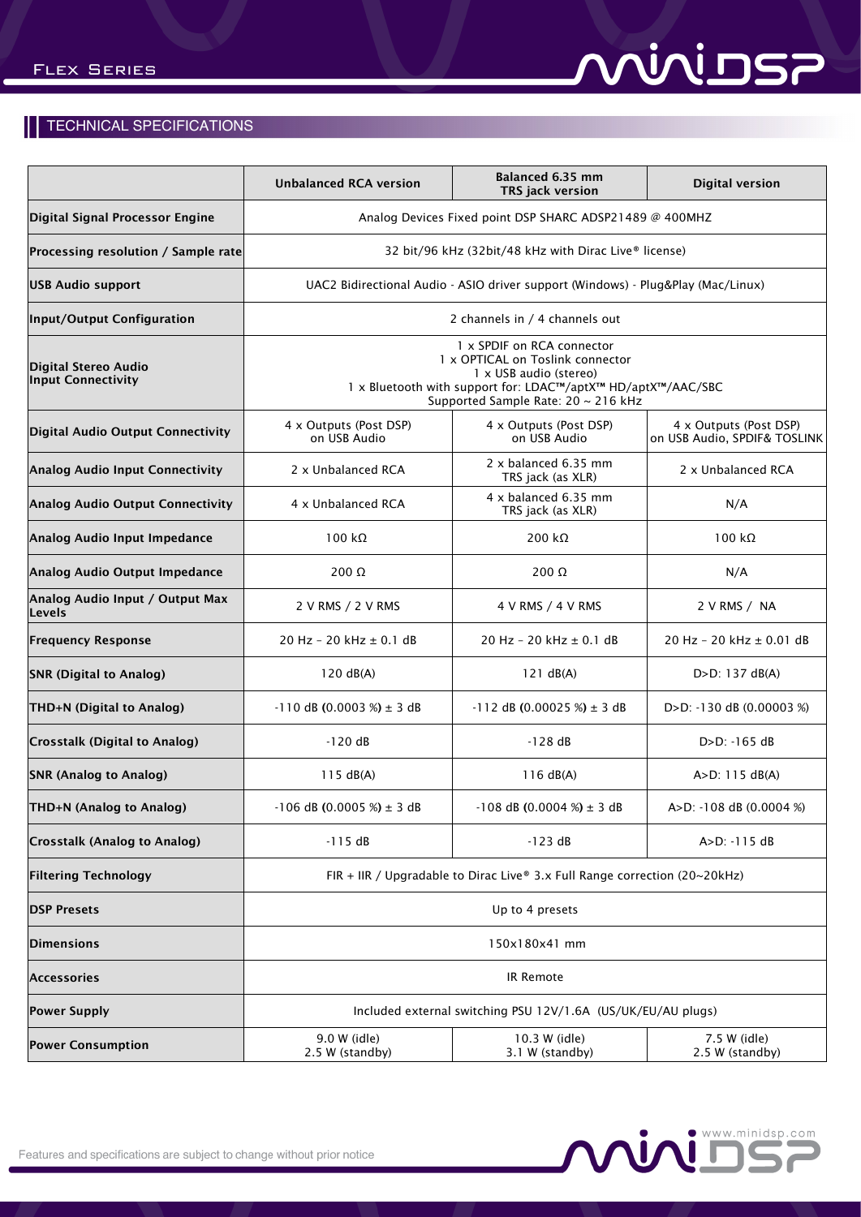## TECHNICAL SPECIFICATIONS

| | Unbalanced RCA version | Balanced 6.35 mm TRS jack version | Digital version |
|---|---|---|---|
| **Digital Signal Processor Engine** | Analog Devices Fixed point DSP SHARC ADSP21489 @ 400MHZ | | |
| **Processing resolution / Sample rate** | 32 bit/96 kHz (32bit/48 kHz with Dirac Live® license) | | |
| **USB Audio support** | UAC2 Bidirectional Audio - ASIO driver support (Windows) - Plug&Play (Mac/Linux) | | |
| **Input/Output Configuration** | 2 channels in / 4 channels out | | |
| **Digital Stereo Audio Input Connectivity** | 1 x SPDIF on RCA connector<br>1 x OPTICAL on Toslink connector<br>1 x USB audio (stereo)<br>1 x Bluetooth with support for: LDAC™/aptX™ HD/aptX™/AAC/SBC<br>Supported Sample Rate: 20 ~ 216 kHz | | |
| **Digital Audio Output Connectivity** | 4 x Outputs (Post DSP) on USB Audio | 4 x Outputs (Post DSP) on USB Audio | 4 x Outputs (Post DSP) on USB Audio, SPDIF& TOSLINK |
| **Analog Audio Input Connectivity** | 2 x Unbalanced RCA | 2 x balanced 6.35 mm TRS jack (as XLR) | 2 x Unbalanced RCA |
| **Analog Audio Output Connectivity** | 4 x Unbalanced RCA | 4 x balanced 6.35 mm TRS jack (as XLR) | N/A |
| **Analog Audio Input Impedance** | 100 kΩ | 200 kΩ | 100 kΩ |
| **Analog Audio Output Impedance** | 200 Ω | 200 Ω | N/A |
| **Analog Audio Input / Output Max Levels** | 2 V RMS / 2 V RMS | 4 V RMS / 4 V RMS | 2 V RMS / NA |
| **Frequency Response** | 20 Hz – 20 kHz ± 0.1 dB | 20 Hz – 20 kHz ± 0.1 dB | 20 Hz – 20 kHz ± 0.01 dB |
| **SNR (Digital to Analog)** | 120 dB(A) | 121 dB(A) | D>D: 137 dB(A) |
| **THD+N (Digital to Analog)** | -110 dB (0.0003 %) ± 3 dB | -112 dB (0.00025 %) ± 3 dB | D>D: -130 dB (0.00003 %) |
| **Crosstalk (Digital to Analog)** | -120 dB | -128 dB | D>D: -165 dB |
| **SNR (Analog to Analog)** | 115 dB(A) | 116 dB(A) | A>D: 115 dB(A) |
| **THD+N (Analog to Analog)** | -106 dB (0.0005 %) ± 3 dB | -108 dB (0.0004 %) ± 3 dB | A>D: -108 dB (0.0004 %) |
| **Crosstalk (Analog to Analog)** | -115 dB | -123 dB | A>D: -115 dB |
| **Filtering Technology** | FIR + IIR / Upgradable to Dirac Live® 3.x Full Range correction (20~20kHz) | | |
| **DSP Presets** | Up to 4 presets | | |
| **Dimensions** | 150x180x41 mm | | |
| **Accessories** | IR Remote | | |
| **Power Supply** | Included external switching PSU 12V/1.6A (US/UK/EU/AU plugs) | | |
| **Power Consumption** | 9.0 W (idle)<br>2.5 W (standby) | 10.3 W (idle)<br>3.1 W (standby) | 7.5 W (idle)<br>2.5 W (standby) |

Features and specifications are subject to change without prior notice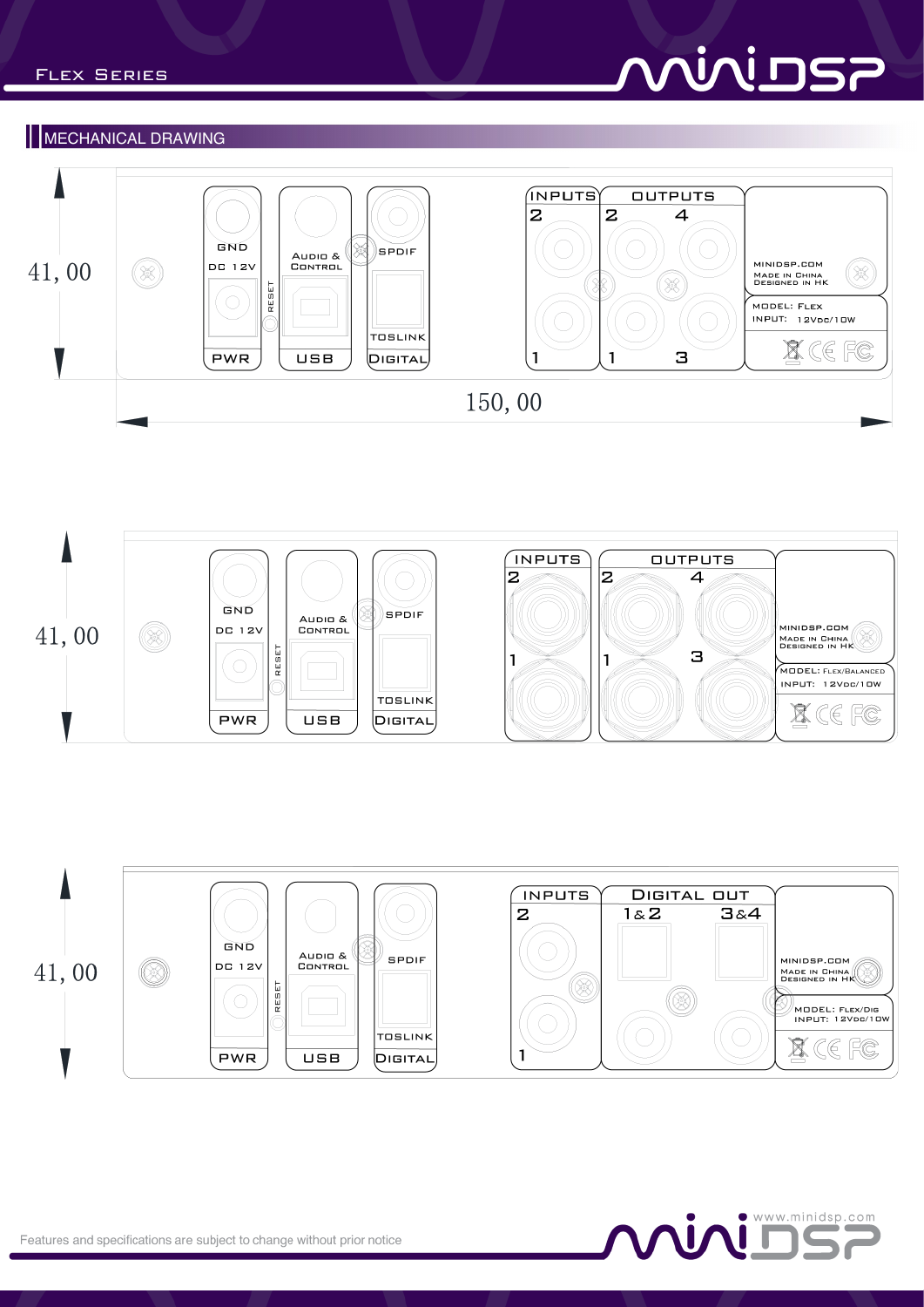## MECHANICAL DRAWING

41, 00

GND
DC 12V
RESET
PWR

AUDIO & CONTROL
USB

SPDIF
TOSLINK
DIGITAL

INPUTS
2
1

OUTPUTS
2 4
1 3

MINIDSP.COM
MADE IN CHINA
DESIGNED IN HK

MODEL: FLEX
INPUT: 12VDC/10W

150, 00

41, 00

GND
DC 12V
RESET
PWR

AUDIO & CONTROL
USB

SPDIF
TOSLINK
DIGITAL

INPUTS
2
1

OUTPUTS
2 4
1 3

MINIDSP.COM
MADE IN CHINA
DESIGNED IN HK

MODEL: FLEX/BALANCED
INPUT: 12VDC/10W

41, 00

GND
DC 12V
RESET
PWR

AUDIO & CONTROL
USB

SPDIF
TOSLINK
DIGITAL

INPUTS
2
1

DIGITAL OUT
1&2 3&4

MINIDSP.COM
MADE IN CHINA
DESIGNED IN HK

MODEL: FLEX/DIG
INPUT: 12VDC/10W

Features and specifications are subject to change without prior notice